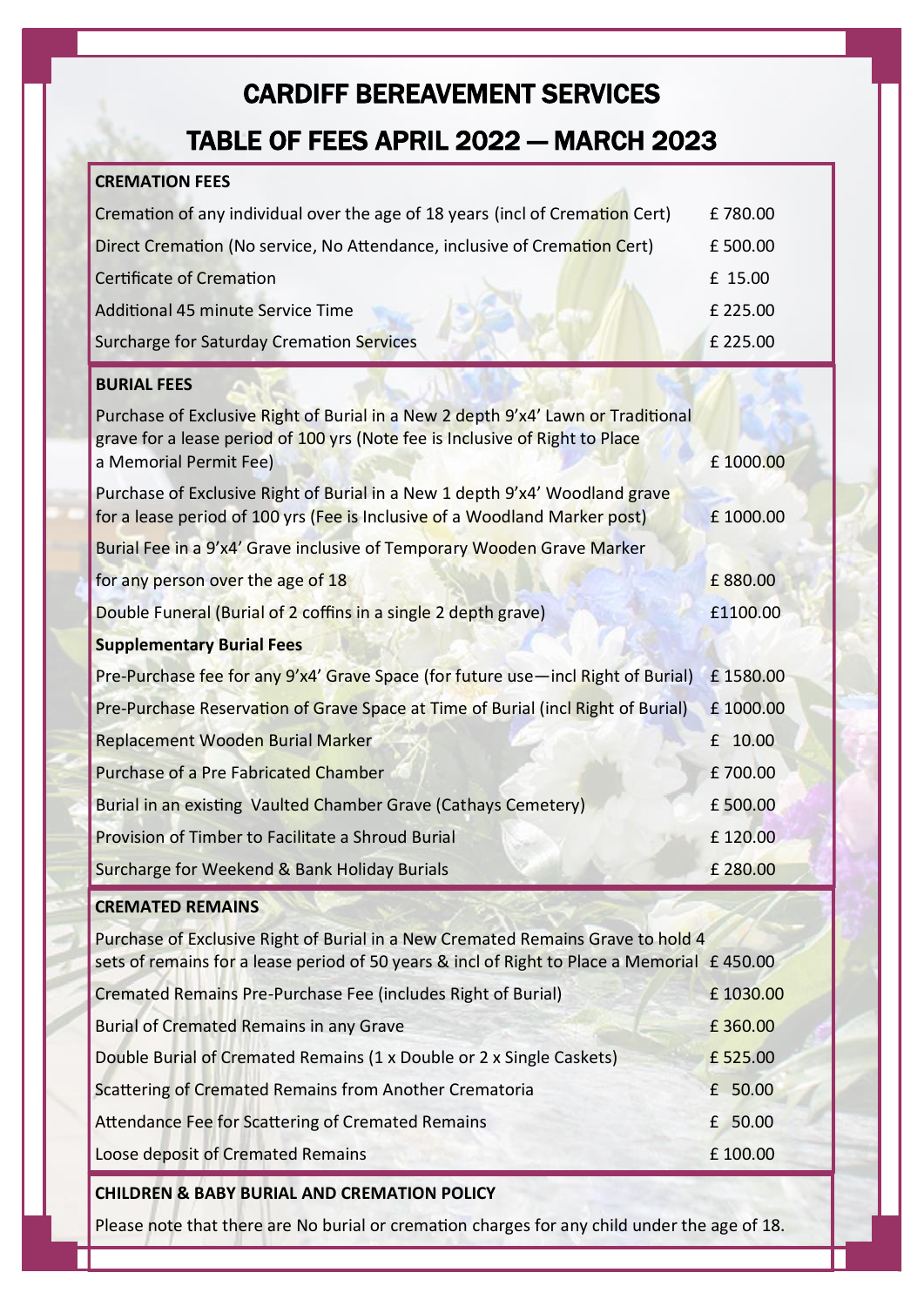# CARDIFF BEREAVEMENT SERVICES

# TABLE OF FEES APRIL 2022 — MARCH 2023

| **CREMATION FEES** | |
|---|---|
| Cremation of any individual over the age of 18 years (incl of Cremation Cert) | £ 780.00 |
| Direct Cremation (No service, No Attendance, inclusive of Cremation Cert) | £ 500.00 |
| Certificate of Cremation | £ 15.00 |
| Additional 45 minute Service Time | £ 225.00 |
| Surcharge for Saturday Cremation Services | £ 225.00 |

| **BURIAL FEES** | |
|---|---|
| Purchase of Exclusive Right of Burial in a New 2 depth 9'x4' Lawn or Traditional grave for a lease period of 100 yrs (Note fee is Inclusive of Right to Place a Memorial Permit Fee) | £ 1000.00 |
| Purchase of Exclusive Right of Burial in a New 1 depth 9'x4' Woodland grave for a lease period of 100 yrs (Fee is Inclusive of a Woodland Marker post) | £ 1000.00 |
| Burial Fee in a 9'x4' Grave inclusive of Temporary Wooden Grave Marker for any person over the age of 18 | £ 880.00 |
| Double Funeral (Burial of 2 coffins in a single 2 depth grave) | £1100.00 |
| **Supplementary Burial Fees** | |
| Pre-Purchase fee for any 9'x4' Grave Space (for future use—incl Right of Burial) | £ 1580.00 |
| Pre-Purchase Reservation of Grave Space at Time of Burial (incl Right of Burial) | £ 1000.00 |
| Replacement Wooden Burial Marker | £ 10.00 |
| Purchase of a Pre Fabricated Chamber | £ 700.00 |
| Burial in an existing Vaulted Chamber Grave (Cathays Cemetery) | £ 500.00 |
| Provision of Timber to Facilitate a Shroud Burial | £ 120.00 |
| Surcharge for Weekend & Bank Holiday Burials | £ 280.00 |

| **CREMATED REMAINS** | |
|---|---|
| Purchase of Exclusive Right of Burial in a New Cremated Remains Grave to hold 4 sets of remains for a lease period of 50 years & incl of Right to Place a Memorial | £ 450.00 |
| Cremated Remains Pre-Purchase Fee (includes Right of Burial) | £ 1030.00 |
| Burial of Cremated Remains in any Grave | £ 360.00 |
| Double Burial of Cremated Remains (1 x Double or 2 x Single Caskets) | £ 525.00 |
| Scattering of Cremated Remains from Another Crematoria | £ 50.00 |
| Attendance Fee for Scattering of Cremated Remains | £ 50.00 |
| Loose deposit of Cremated Remains | £ 100.00 |

**CHILDREN & BABY BURIAL AND CREMATION POLICY**

Please note that there are No burial or cremation charges for any child under the age of 18.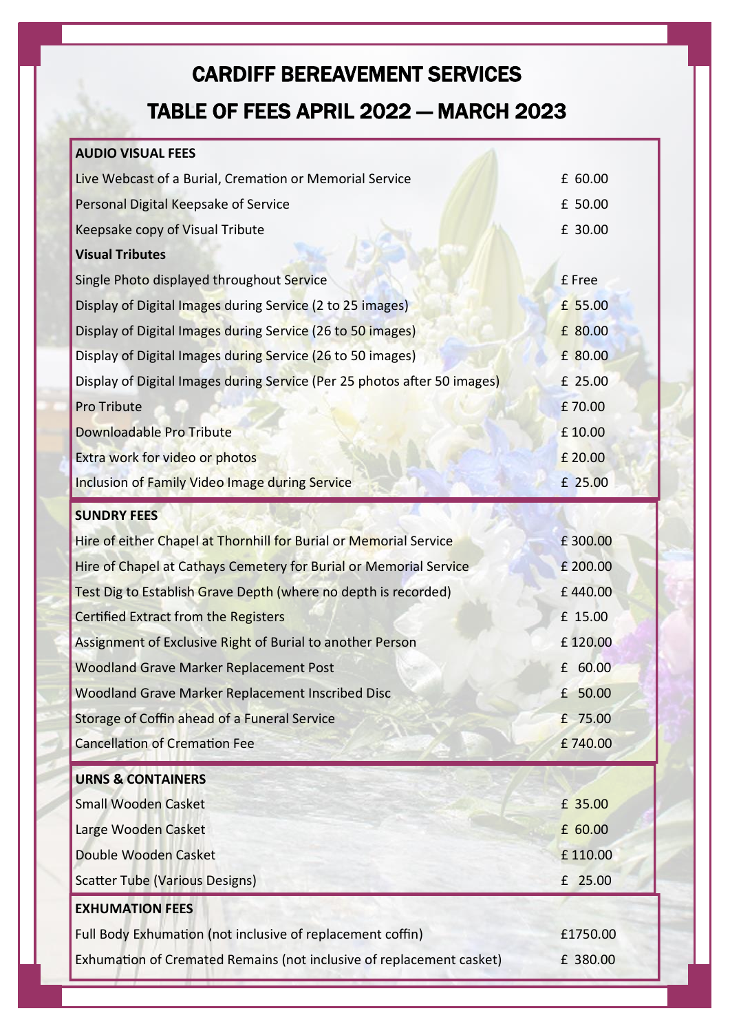# CARDIFF BEREAVEMENT SERVICES

# TABLE OF FEES APRIL 2022 — MARCH 2023

| **AUDIO VISUAL FEES** | |
|---|---|
| Live Webcast of a Burial, Cremation or Memorial Service | £ 60.00 |
| Personal Digital Keepsake of Service | £ 50.00 |
| Keepsake copy of Visual Tribute | £ 30.00 |
| **Visual Tributes** | |
| Single Photo displayed throughout Service | £ Free |
| Display of Digital Images during Service (2 to 25 images) | £ 55.00 |
| Display of Digital Images during Service (26 to 50 images) | £ 80.00 |
| Display of Digital Images during Service (26 to 50 images) | £ 80.00 |
| Display of Digital Images during Service (Per 25 photos after 50 images) | £ 25.00 |
| Pro Tribute | £ 70.00 |
| Downloadable Pro Tribute | £ 10.00 |
| Extra work for video or photos | £ 20.00 |
| Inclusion of Family Video Image during Service | £ 25.00 |

| **SUNDRY FEES** | |
|---|---|
| Hire of either Chapel at Thornhill for Burial or Memorial Service | £ 300.00 |
| Hire of Chapel at Cathays Cemetery for Burial or Memorial Service | £ 200.00 |
| Test Dig to Establish Grave Depth (where no depth is recorded) | £ 440.00 |
| Certified Extract from the Registers | £ 15.00 |
| Assignment of Exclusive Right of Burial to another Person | £ 120.00 |
| Woodland Grave Marker Replacement Post | £ 60.00 |
| Woodland Grave Marker Replacement Inscribed Disc | £ 50.00 |
| Storage of Coffin ahead of a Funeral Service | £ 75.00 |
| Cancellation of Cremation Fee | £ 740.00 |

| **URNS & CONTAINERS** | |
|---|---|
| Small Wooden Casket | £ 35.00 |
| Large Wooden Casket | £ 60.00 |
| Double Wooden Casket | £ 110.00 |
| Scatter Tube (Various Designs) | £ 25.00 |

| **EXHUMATION FEES** | |
|---|---|
| Full Body Exhumation (not inclusive of replacement coffin) | £1750.00 |
| Exhumation of Cremated Remains (not inclusive of replacement casket) | £ 380.00 |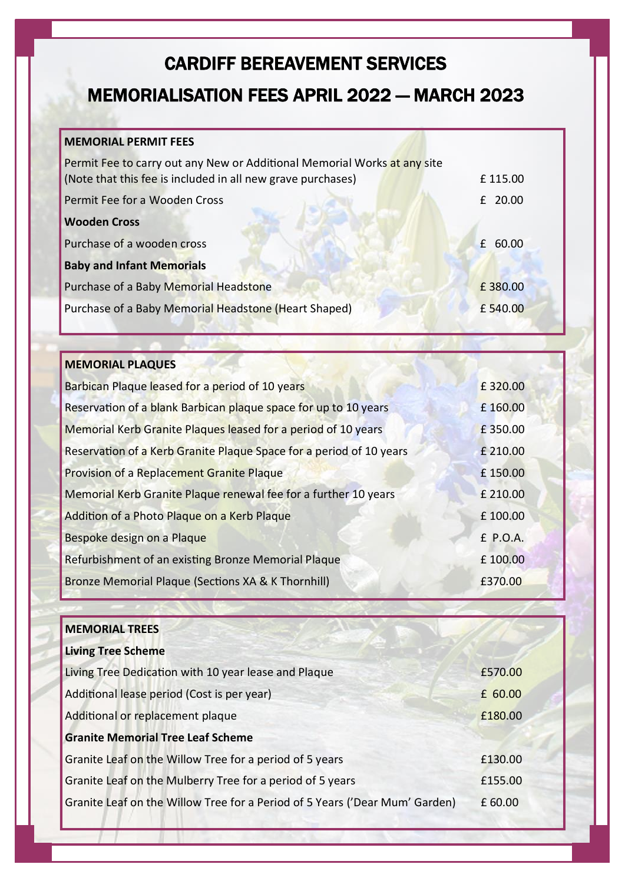# CARDIFF BEREAVEMENT SERVICES

# MEMORIALISATION FEES APRIL 2022 — MARCH 2023

| **MEMORIAL PERMIT FEES** | |
|---|---|
| Permit Fee to carry out any New or Additional Memorial Works at any site (Note that this fee is included in all new grave purchases) | £ 115.00 |
| Permit Fee for a Wooden Cross | £ 20.00 |
| **Wooden Cross** | |
| Purchase of a wooden cross | £ 60.00 |
| **Baby and Infant Memorials** | |
| Purchase of a Baby Memorial Headstone | £ 380.00 |
| Purchase of a Baby Memorial Headstone (Heart Shaped) | £ 540.00 |

| **MEMORIAL PLAQUES** | |
|---|---|
| Barbican Plaque leased for a period of 10 years | £ 320.00 |
| Reservation of a blank Barbican plaque space for up to 10 years | £ 160.00 |
| Memorial Kerb Granite Plaques leased for a period of 10 years | £ 350.00 |
| Reservation of a Kerb Granite Plaque Space for a period of 10 years | £ 210.00 |
| Provision of a Replacement Granite Plaque | £ 150.00 |
| Memorial Kerb Granite Plaque renewal fee for a further 10 years | £ 210.00 |
| Addition of a Photo Plaque on a Kerb Plaque | £ 100.00 |
| Bespoke design on a Plaque | £ P.O.A. |
| Refurbishment of an existing Bronze Memorial Plaque | £ 100.00 |
| Bronze Memorial Plaque (Sections XA & K Thornhill) | £370.00 |

| **MEMORIAL TREES** | |
|---|---|
| **Living Tree Scheme** | |
| Living Tree Dedication with 10 year lease and Plaque | £570.00 |
| Additional lease period (Cost is per year) | £ 60.00 |
| Additional or replacement plaque | £180.00 |
| **Granite Memorial Tree Leaf Scheme** | |
| Granite Leaf on the Willow Tree for a period of 5 years | £130.00 |
| Granite Leaf on the Mulberry Tree for a period of 5 years | £155.00 |
| Granite Leaf on the Willow Tree for a Period of 5 Years ('Dear Mum' Garden) | £ 60.00 |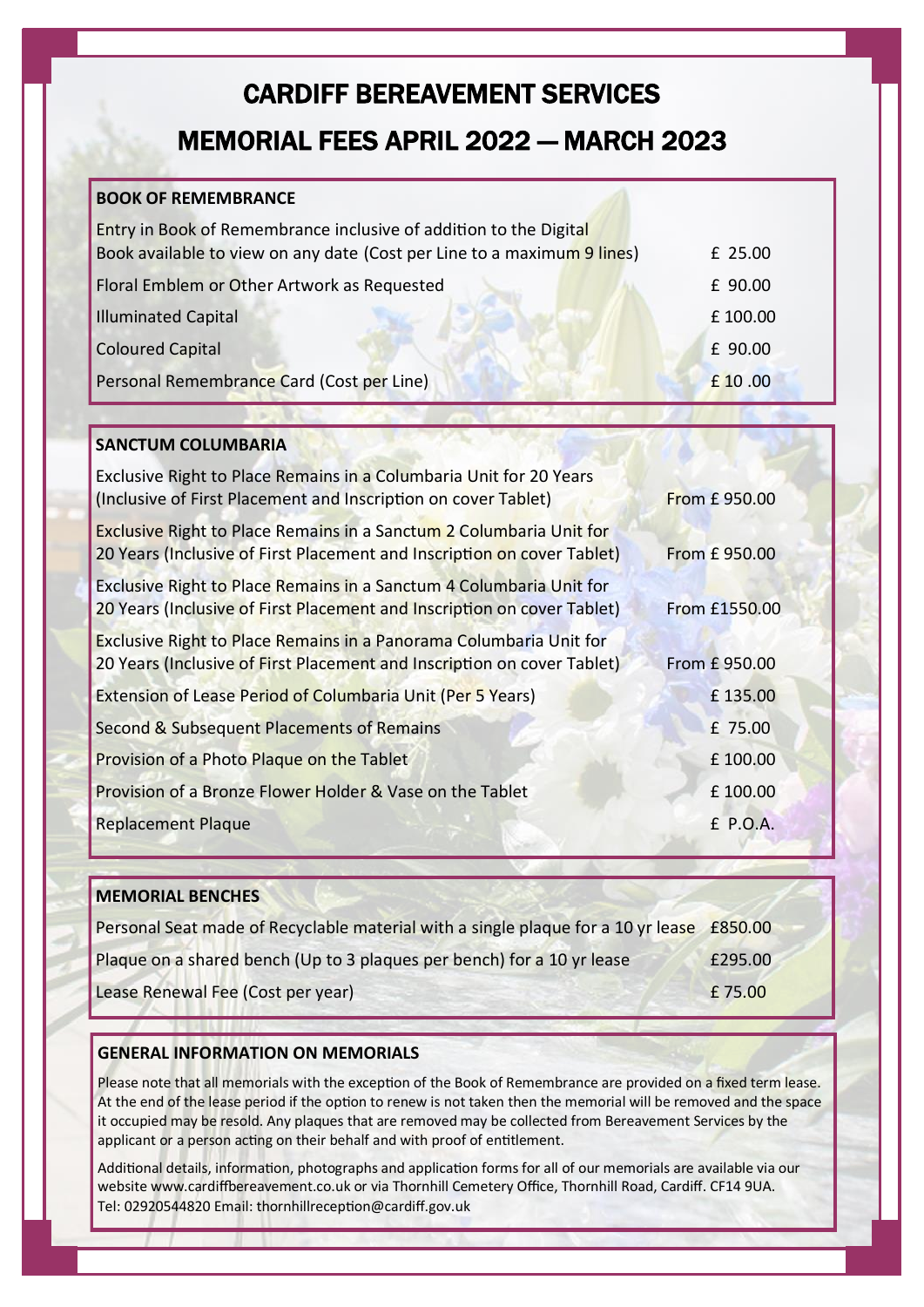# CARDIFF BEREAVEMENT SERVICES

# MEMORIAL FEES APRIL 2022 — MARCH 2023

| BOOK OF REMEMBRANCE | |
|---|---|
| Entry in Book of Remembrance inclusive of addition to the Digital Book available to view on any date (Cost per Line to a maximum 9 lines) | £ 25.00 |
| Floral Emblem or Other Artwork as Requested | £ 90.00 |
| Illuminated Capital | £ 100.00 |
| Coloured Capital | £ 90.00 |
| Personal Remembrance Card (Cost per Line) | £ 10 .00 |

| SANCTUM COLUMBARIA | |
|---|---|
| Exclusive Right to Place Remains in a Columbaria Unit for 20 Years (Inclusive of First Placement and Inscription on cover Tablet) | From £ 950.00 |
| Exclusive Right to Place Remains in a Sanctum 2 Columbaria Unit for 20 Years (Inclusive of First Placement and Inscription on cover Tablet) | From £ 950.00 |
| Exclusive Right to Place Remains in a Sanctum 4 Columbaria Unit for 20 Years (Inclusive of First Placement and Inscription on cover Tablet) | From £1550.00 |
| Exclusive Right to Place Remains in a Panorama Columbaria Unit for 20 Years (Inclusive of First Placement and Inscription on cover Tablet) | From £ 950.00 |
| Extension of Lease Period of Columbaria Unit (Per 5 Years) | £ 135.00 |
| Second & Subsequent Placements of Remains | £ 75.00 |
| Provision of a Photo Plaque on the Tablet | £ 100.00 |
| Provision of a Bronze Flower Holder & Vase on the Tablet | £ 100.00 |
| Replacement Plaque | £ P.O.A. |

| MEMORIAL BENCHES | |
|---|---|
| Personal Seat made of Recyclable material with a single plaque for a 10 yr lease | £850.00 |
| Plaque on a shared bench (Up to 3 plaques per bench) for a 10 yr lease | £295.00 |
| Lease Renewal Fee (Cost per year) | £ 75.00 |

**GENERAL INFORMATION ON MEMORIALS**

Please note that all memorials with the exception of the Book of Remembrance are provided on a fixed term lease. At the end of the lease period if the option to renew is not taken then the memorial will be removed and the space it occupied may be resold. Any plaques that are removed may be collected from Bereavement Services by the applicant or a person acting on their behalf and with proof of entitlement.

Additional details, information, photographs and application forms for all of our memorials are available via our website www.cardiffbereavement.co.uk or via Thornhill Cemetery Office, Thornhill Road, Cardiff. CF14 9UA. Tel: 02920544820 Email: thornhillreception@cardiff.gov.uk